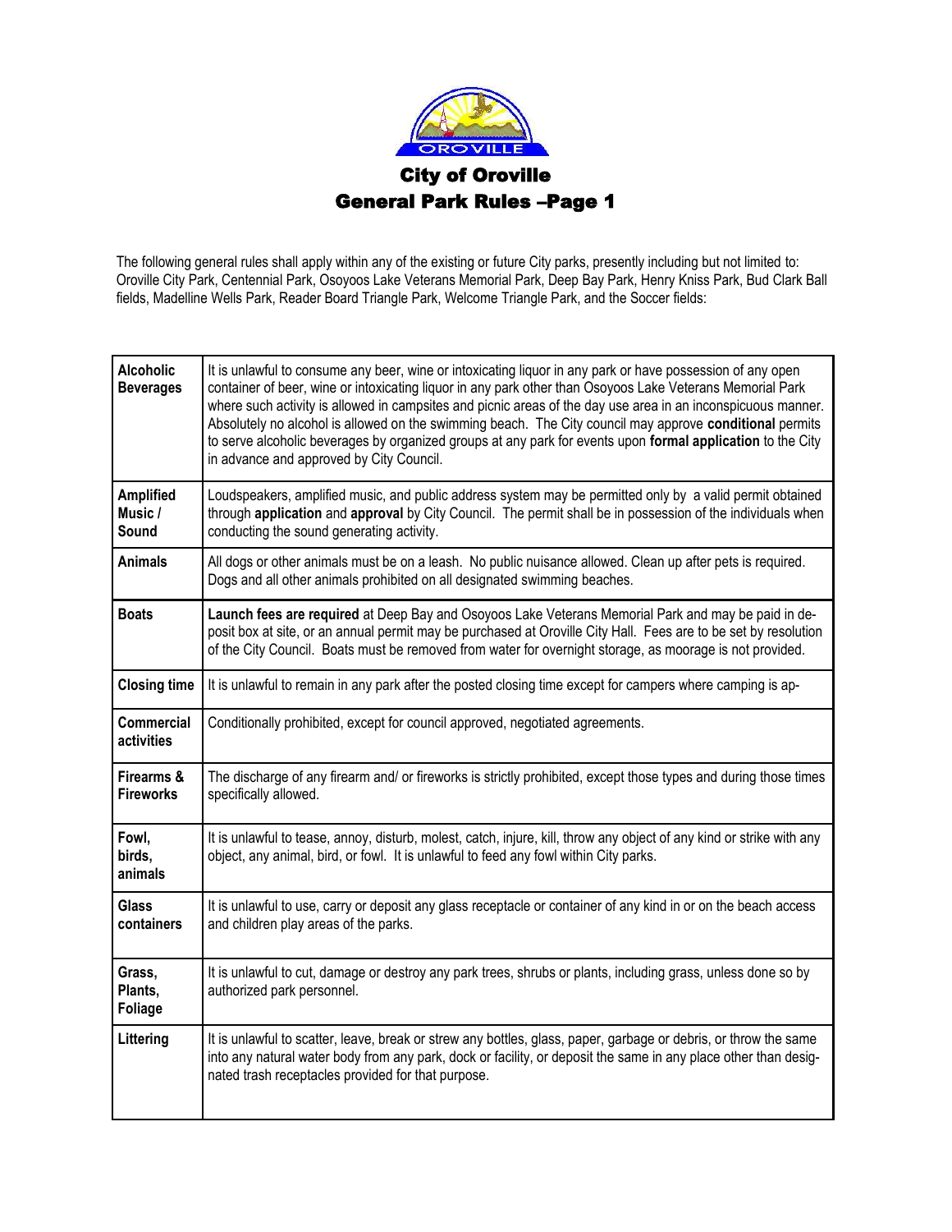# City of Oroville
## General Park Rules –Page 1

The following general rules shall apply within any of the existing or future City parks, presently including but not limited to: Oroville City Park, Centennial Park, Osoyoos Lake Veterans Memorial Park, Deep Bay Park, Henry Kniss Park, Bud Clark Ball fields, Madelline Wells Park, Reader Board Triangle Park, Welcome Triangle Park, and the Soccer fields:

| | |
|---|---|
| **Alcoholic Beverages** | It is unlawful to consume any beer, wine or intoxicating liquor in any park or have possession of any open container of beer, wine or intoxicating liquor in any park other than Osoyoos Lake Veterans Memorial Park where such activity is allowed in campsites and picnic areas of the day use area in an inconspicuous manner. Absolutely no alcohol is allowed on the swimming beach. The City council may approve **conditional** permits to serve alcoholic beverages by organized groups at any park for events upon **formal application** to the City in advance and approved by City Council. |
| **Amplified Music / Sound** | Loudspeakers, amplified music, and public address system may be permitted only by a valid permit obtained through **application** and **approval** by City Council. The permit shall be in possession of the individuals when conducting the sound generating activity. |
| **Animals** | All dogs or other animals must be on a leash. No public nuisance allowed. Clean up after pets is required. Dogs and all other animals prohibited on all designated swimming beaches. |
| **Boats** | **Launch fees are required** at Deep Bay and Osoyoos Lake Veterans Memorial Park and may be paid in deposit box at site, or an annual permit may be purchased at Oroville City Hall. Fees are to be set by resolution of the City Council. Boats must be removed from water for overnight storage, as moorage is not provided. |
| **Closing time** | It is unlawful to remain in any park after the posted closing time except for campers where camping is ap- |
| **Commercial activities** | Conditionally prohibited, except for council approved, negotiated agreements. |
| **Firearms & Fireworks** | The discharge of any firearm and/ or fireworks is strictly prohibited, except those types and during those times specifically allowed. |
| **Fowl, birds, animals** | It is unlawful to tease, annoy, disturb, molest, catch, injure, kill, throw any object of any kind or strike with any object, any animal, bird, or fowl. It is unlawful to feed any fowl within City parks. |
| **Glass containers** | It is unlawful to use, carry or deposit any glass receptacle or container of any kind in or on the beach access and children play areas of the parks. |
| **Grass, Plants, Foliage** | It is unlawful to cut, damage or destroy any park trees, shrubs or plants, including grass, unless done so by authorized park personnel. |
| **Littering** | It is unlawful to scatter, leave, break or strew any bottles, glass, paper, garbage or debris, or throw the same into any natural water body from any park, dock or facility, or deposit the same in any place other than designated trash receptacles provided for that purpose. |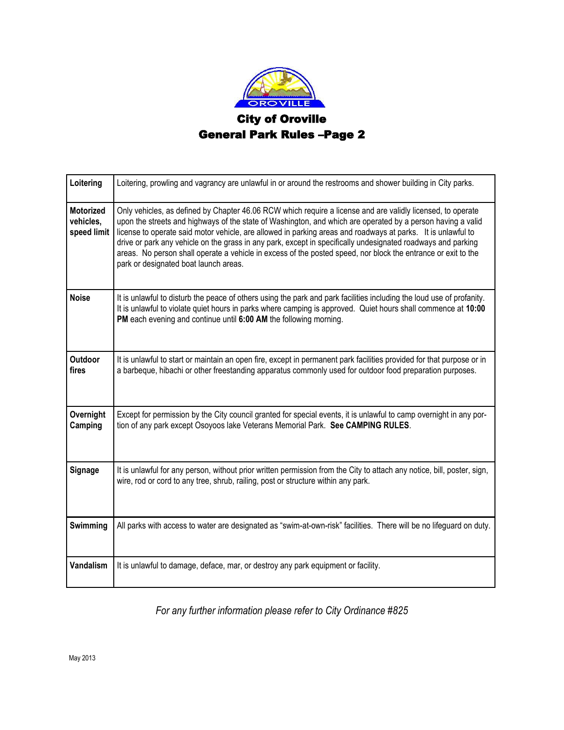# City of Oroville
## General Park Rules –Page 2

| | |
|---|---|
| **Loitering** | Loitering, prowling and vagrancy are unlawful in or around the restrooms and shower building in City parks. |
| **Motorized vehicles, speed limit** | Only vehicles, as defined by Chapter 46.06 RCW which require a license and are validly licensed, to operate upon the streets and highways of the state of Washington, and which are operated by a person having a valid license to operate said motor vehicle, are allowed in parking areas and roadways at parks. It is unlawful to drive or park any vehicle on the grass in any park, except in specifically undesignated roadways and parking areas. No person shall operate a vehicle in excess of the posted speed, nor block the entrance or exit to the park or designated boat launch areas. |
| **Noise** | It is unlawful to disturb the peace of others using the park and park facilities including the loud use of profanity. It is unlawful to violate quiet hours in parks where camping is approved. Quiet hours shall commence at **10:00 PM** each evening and continue until **6:00 AM** the following morning. |
| **Outdoor fires** | It is unlawful to start or maintain an open fire, except in permanent park facilities provided for that purpose or in a barbeque, hibachi or other freestanding apparatus commonly used for outdoor food preparation purposes. |
| **Overnight Camping** | Except for permission by the City council granted for special events, it is unlawful to camp overnight in any portion of any park except Osoyoos lake Veterans Memorial Park. **See CAMPING RULES**. |
| **Signage** | It is unlawful for any person, without prior written permission from the City to attach any notice, bill, poster, sign, wire, rod or cord to any tree, shrub, railing, post or structure within any park. |
| **Swimming** | All parks with access to water are designated as "swim-at-own-risk" facilities. There will be no lifeguard on duty. |
| **Vandalism** | It is unlawful to damage, deface, mar, or destroy any park equipment or facility. |

*For any further information please refer to City Ordinance #825*

May 2013